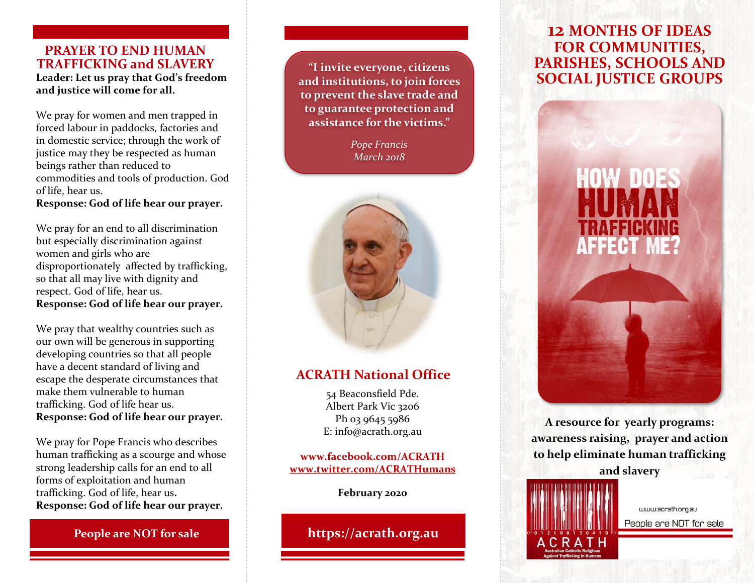## PRAYER TO END HUMAN TRAFFICKING and SLAVERY

**Leader: Let us pray that God's freedom and justice will come for all.**

We pray for women and men trapped in forced labour in paddocks, factories and in domestic service; through the work of justice may they be respected as human beings rather than reduced to commodities and tools of production. God of life, hear us.

**Response: God of life hear our prayer.**

We pray for an end to all discrimination but especially discrimination against women and girls who are disproportionately affected by trafficking, so that all may live with dignity and respect. God of life, hear us.

**Response: God of life hear our prayer.**

We pray that wealthy countries such as our own will be generous in supporting developing countries so that all people have a decent standard of living and escape the desperate circumstances that make them vulnerable to human trafficking. God of life hear us.

**Response: God of life hear our prayer.**

We pray for Pope Francis who describes human trafficking as a scourge and whose strong leadership calls for an end to all forms of exploitation and human trafficking. God of life, hear us**.**

**Response: God of life hear our prayer.**

**People are NOT for sale**

**"I invite everyone, citizens and institutions, to join forces to prevent the slave trade and to guarantee protection and assistance for the victims."**

*Pope Francis*
*March 2018*

## ACRATH National Office

54 Beaconsfield Pde.
Albert Park Vic 3206
Ph 03 9645 5986
E: info@acrath.org.au

**www.facebook.com/ACRATH**
**www.twitter.com/ACRATHumans**

**February 2020**

**https://acrath.org.au**

# 12 MONTHS OF IDEAS FOR COMMUNITIES, PARISHES, SCHOOLS AND SOCIAL JUSTICE GROUPS

HOW DOES HUMAN TRAFFICKING AFFECT ME?

**A resource for yearly programs: awareness raising, prayer and action to help eliminate human trafficking and slavery**

ACRATH
Australian Catholic Religious Against Trafficking in Humans

www.acrath.org.au

People are NOT for sale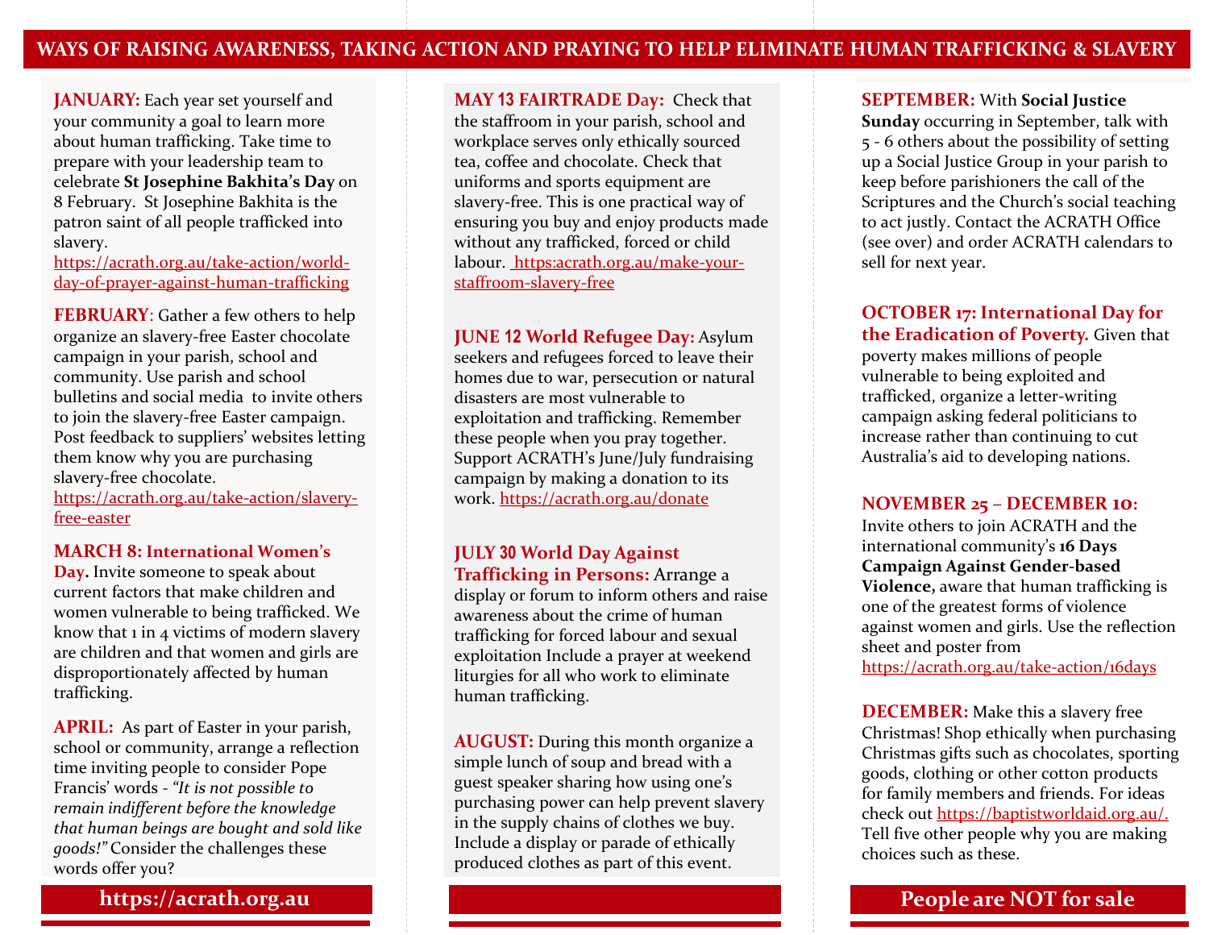# WAYS OF RAISING AWARENESS, TAKING ACTION AND PRAYING TO HELP ELIMINATE HUMAN TRAFFICKING & SLAVERY

**JANUARY:** Each year set yourself and your community a goal to learn more about human trafficking. Take time to prepare with your leadership team to celebrate **St Josephine Bakhita's Day** on 8 February. St Josephine Bakhita is the patron saint of all people trafficked into slavery.
https://acrath.org.au/take-action/world-day-of-prayer-against-human-trafficking

**FEBRUARY**: Gather a few others to help organize an slavery-free Easter chocolate campaign in your parish, school and community. Use parish and school bulletins and social media to invite others to join the slavery-free Easter campaign. Post feedback to suppliers' websites letting them know why you are purchasing slavery-free chocolate.
https://acrath.org.au/take-action/slavery-free-easter

**MARCH 8: International Women's Day.** Invite someone to speak about current factors that make children and women vulnerable to being trafficked. We know that 1 in 4 victims of modern slavery are children and that women and girls are disproportionately affected by human trafficking.

**APRIL:** As part of Easter in your parish, school or community, arrange a reflection time inviting people to consider Pope Francis' words - *"It is not possible to remain indifferent before the knowledge that human beings are bought and sold like goods!"* Consider the challenges these words offer you?

**https://acrath.org.au**

**MAY 13 FAIRTRADE Day:** Check that the staffroom in your parish, school and workplace serves only ethically sourced tea, coffee and chocolate. Check that uniforms and sports equipment are slavery-free. This is one practical way of ensuring you buy and enjoy products made without any trafficked, forced or child labour. https:acrath.org.au/make-your-staffroom-slavery-free

**JUNE 12 World Refugee Day:** Asylum seekers and refugees forced to leave their homes due to war, persecution or natural disasters are most vulnerable to exploitation and trafficking. Remember these people when you pray together. Support ACRATH's June/July fundraising campaign by making a donation to its work. https://acrath.org.au/donate

**JULY 30 World Day Against Trafficking in Persons:** Arrange a display or forum to inform others and raise awareness about the crime of human trafficking for forced labour and sexual exploitation Include a prayer at weekend liturgies for all who work to eliminate human trafficking.

**AUGUST:** During this month organize a simple lunch of soup and bread with a guest speaker sharing how using one's purchasing power can help prevent slavery in the supply chains of clothes we buy. Include a display or parade of ethically produced clothes as part of this event.

**SEPTEMBER:** With **Social Justice Sunday** occurring in September, talk with 5 - 6 others about the possibility of setting up a Social Justice Group in your parish to keep before parishioners the call of the Scriptures and the Church's social teaching to act justly. Contact the ACRATH Office (see over) and order ACRATH calendars to sell for next year.

**OCTOBER 17: International Day for the Eradication of Poverty.** Given that poverty makes millions of people vulnerable to being exploited and trafficked, organize a letter-writing campaign asking federal politicians to increase rather than continuing to cut Australia's aid to developing nations.

**NOVEMBER 25 – DECEMBER 10:** Invite others to join ACRATH and the international community's **16 Days Campaign Against Gender-based Violence,** aware that human trafficking is one of the greatest forms of violence against women and girls. Use the reflection sheet and poster from https://acrath.org.au/take-action/16days

**DECEMBER:** Make this a slavery free Christmas! Shop ethically when purchasing Christmas gifts such as chocolates, sporting goods, clothing or other cotton products for family members and friends. For ideas check out https://baptistworldaid.org.au/. Tell five other people why you are making choices such as these.

**People are NOT for sale**